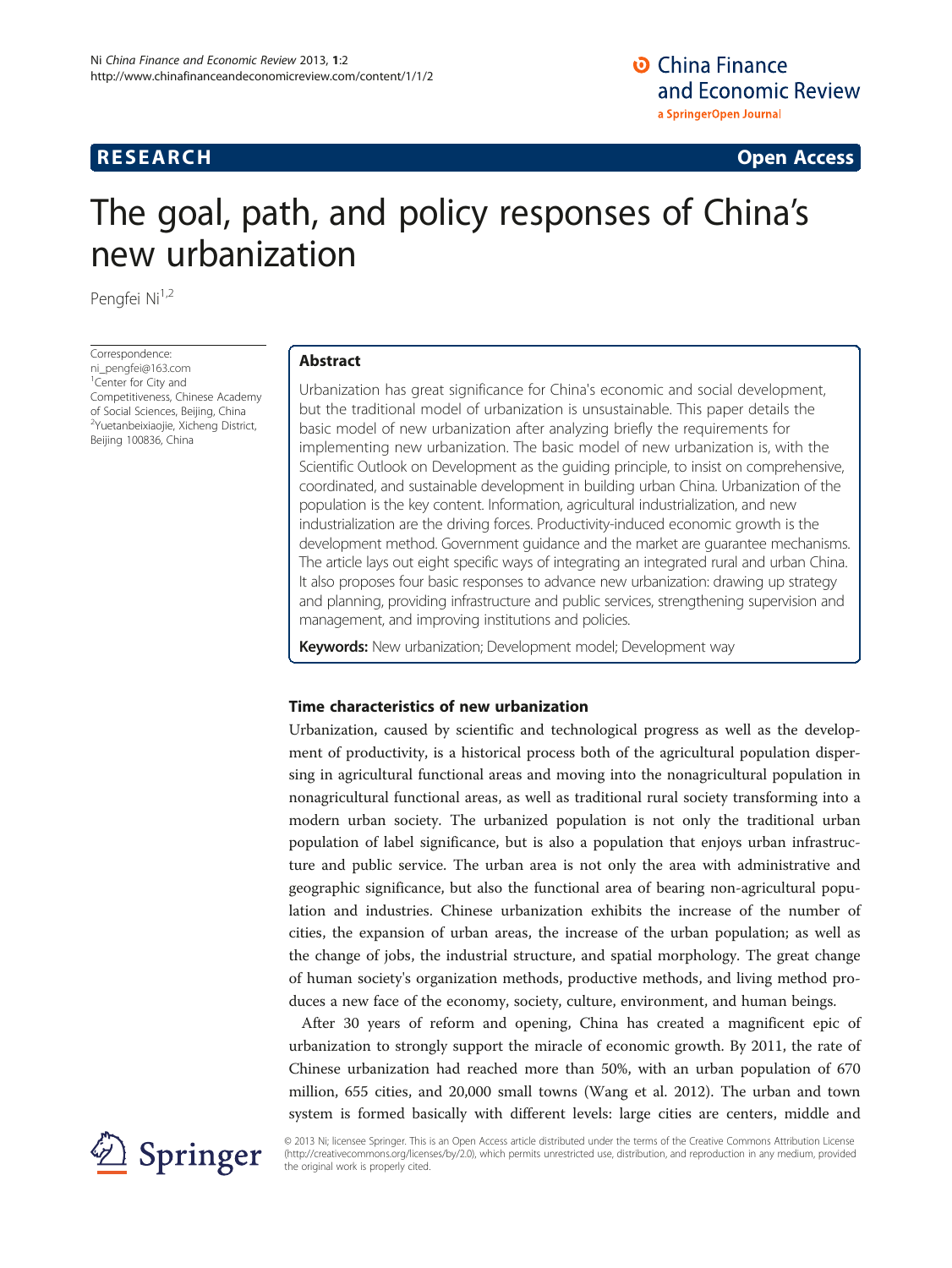**RESEARCH** **Open Access**

# The goal, path, and policy responses of China's new urbanization

Pengfei Ni[1,2]

Correspondence:
ni_pengfei@163.com
[1]Center for City and Competitiveness, Chinese Academy of Social Sciences, Beijing, China
[2]Yuetanbeixiaojie, Xicheng District, Beijing 100836, China

## Abstract

Urbanization has great significance for China's economic and social development, but the traditional model of urbanization is unsustainable. This paper details the basic model of new urbanization after analyzing briefly the requirements for implementing new urbanization. The basic model of new urbanization is, with the Scientific Outlook on Development as the guiding principle, to insist on comprehensive, coordinated, and sustainable development in building urban China. Urbanization of the population is the key content. Information, agricultural industrialization, and new industrialization are the driving forces. Productivity-induced economic growth is the development method. Government guidance and the market are guarantee mechanisms. The article lays out eight specific ways of integrating an integrated rural and urban China. It also proposes four basic responses to advance new urbanization: drawing up strategy and planning, providing infrastructure and public services, strengthening supervision and management, and improving institutions and policies.

**Keywords:** New urbanization; Development model; Development way

## Time characteristics of new urbanization

Urbanization, caused by scientific and technological progress as well as the development of productivity, is a historical process both of the agricultural population dispersing in agricultural functional areas and moving into the nonagricultural population in nonagricultural functional areas, as well as traditional rural society transforming into a modern urban society. The urbanized population is not only the traditional urban population of label significance, but is also a population that enjoys urban infrastructure and public service. The urban area is not only the area with administrative and geographic significance, but also the functional area of bearing non-agricultural population and industries. Chinese urbanization exhibits the increase of the number of cities, the expansion of urban areas, the increase of the urban population; as well as the change of jobs, the industrial structure, and spatial morphology. The great change of human society's organization methods, productive methods, and living method produces a new face of the economy, society, culture, environment, and human beings.

After 30 years of reform and opening, China has created a magnificent epic of urbanization to strongly support the miracle of economic growth. By 2011, the rate of Chinese urbanization had reached more than 50%, with an urban population of 670 million, 655 cities, and 20,000 small towns (Wang et al. 2012). The urban and town system is formed basically with different levels: large cities are centers, middle and

© 2013 Ni; licensee Springer. This is an Open Access article distributed under the terms of the Creative Commons Attribution License (http://creativecommons.org/licenses/by/2.0), which permits unrestricted use, distribution, and reproduction in any medium, provided the original work is properly cited.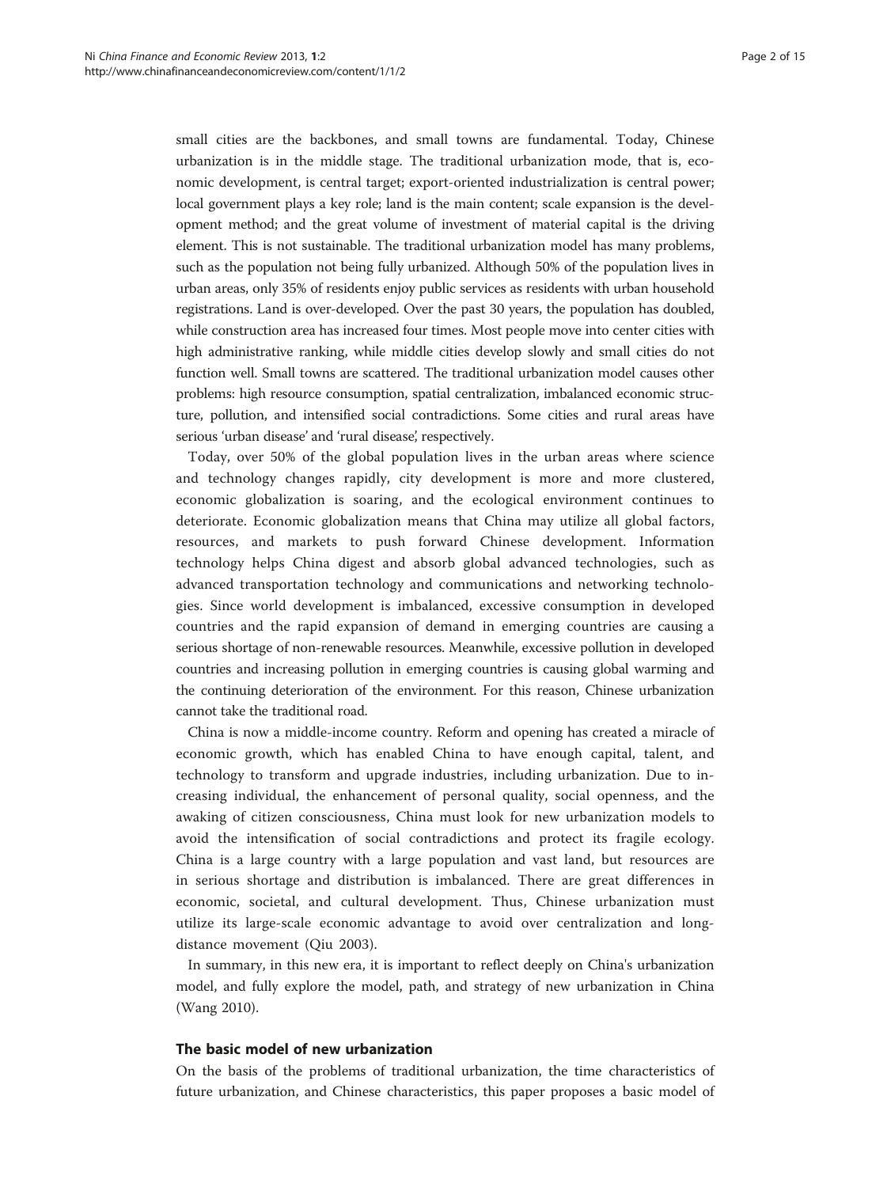small cities are the backbones, and small towns are fundamental. Today, Chinese urbanization is in the middle stage. The traditional urbanization mode, that is, economic development, is central target; export-oriented industrialization is central power; local government plays a key role; land is the main content; scale expansion is the development method; and the great volume of investment of material capital is the driving element. This is not sustainable. The traditional urbanization model has many problems, such as the population not being fully urbanized. Although 50% of the population lives in urban areas, only 35% of residents enjoy public services as residents with urban household registrations. Land is over-developed. Over the past 30 years, the population has doubled, while construction area has increased four times. Most people move into center cities with high administrative ranking, while middle cities develop slowly and small cities do not function well. Small towns are scattered. The traditional urbanization model causes other problems: high resource consumption, spatial centralization, imbalanced economic structure, pollution, and intensified social contradictions. Some cities and rural areas have serious 'urban disease' and 'rural disease', respectively.

Today, over 50% of the global population lives in the urban areas where science and technology changes rapidly, city development is more and more clustered, economic globalization is soaring, and the ecological environment continues to deteriorate. Economic globalization means that China may utilize all global factors, resources, and markets to push forward Chinese development. Information technology helps China digest and absorb global advanced technologies, such as advanced transportation technology and communications and networking technologies. Since world development is imbalanced, excessive consumption in developed countries and the rapid expansion of demand in emerging countries are causing a serious shortage of non-renewable resources. Meanwhile, excessive pollution in developed countries and increasing pollution in emerging countries is causing global warming and the continuing deterioration of the environment. For this reason, Chinese urbanization cannot take the traditional road.

China is now a middle-income country. Reform and opening has created a miracle of economic growth, which has enabled China to have enough capital, talent, and technology to transform and upgrade industries, including urbanization. Due to increasing individual, the enhancement of personal quality, social openness, and the awaking of citizen consciousness, China must look for new urbanization models to avoid the intensification of social contradictions and protect its fragile ecology. China is a large country with a large population and vast land, but resources are in serious shortage and distribution is imbalanced. There are great differences in economic, societal, and cultural development. Thus, Chinese urbanization must utilize its large-scale economic advantage to avoid over centralization and long-distance movement (Qiu 2003).

In summary, in this new era, it is important to reflect deeply on China's urbanization model, and fully explore the model, path, and strategy of new urbanization in China (Wang 2010).

## The basic model of new urbanization

On the basis of the problems of traditional urbanization, the time characteristics of future urbanization, and Chinese characteristics, this paper proposes a basic model of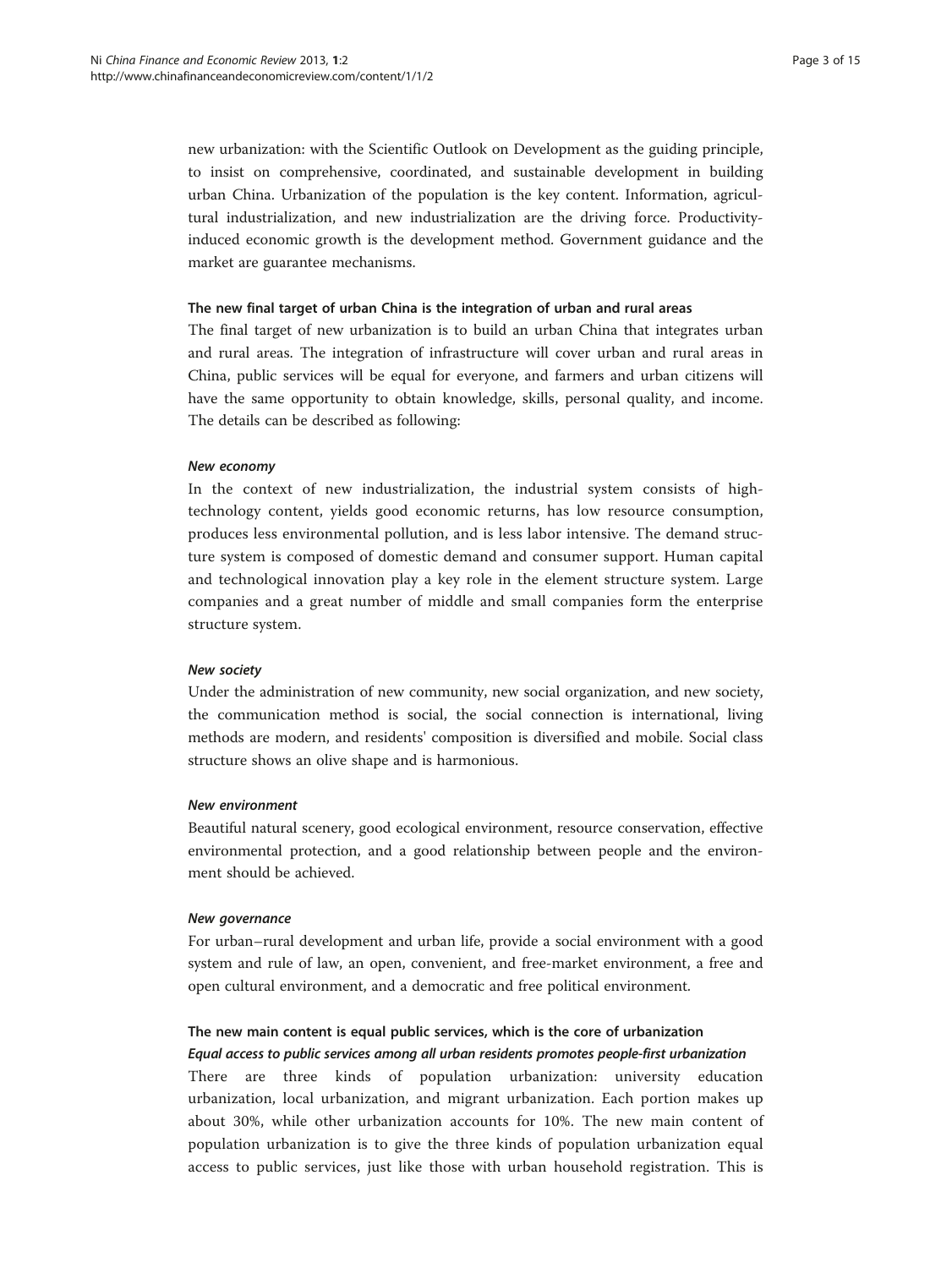new urbanization: with the Scientific Outlook on Development as the guiding principle, to insist on comprehensive, coordinated, and sustainable development in building urban China. Urbanization of the population is the key content. Information, agricultural industrialization, and new industrialization are the driving force. Productivity-induced economic growth is the development method. Government guidance and the market are guarantee mechanisms.

### The new final target of urban China is the integration of urban and rural areas

The final target of new urbanization is to build an urban China that integrates urban and rural areas. The integration of infrastructure will cover urban and rural areas in China, public services will be equal for everyone, and farmers and urban citizens will have the same opportunity to obtain knowledge, skills, personal quality, and income. The details can be described as following:

#### *New economy*

In the context of new industrialization, the industrial system consists of high-technology content, yields good economic returns, has low resource consumption, produces less environmental pollution, and is less labor intensive. The demand structure system is composed of domestic demand and consumer support. Human capital and technological innovation play a key role in the element structure system. Large companies and a great number of middle and small companies form the enterprise structure system.

#### *New society*

Under the administration of new community, new social organization, and new society, the communication method is social, the social connection is international, living methods are modern, and residents' composition is diversified and mobile. Social class structure shows an olive shape and is harmonious.

#### *New environment*

Beautiful natural scenery, good ecological environment, resource conservation, effective environmental protection, and a good relationship between people and the environment should be achieved.

#### *New governance*

For urban–rural development and urban life, provide a social environment with a good system and rule of law, an open, convenient, and free-market environment, a free and open cultural environment, and a democratic and free political environment.

### The new main content is equal public services, which is the core of urbanization

#### *Equal access to public services among all urban residents promotes people-first urbanization*

There are three kinds of population urbanization: university education urbanization, local urbanization, and migrant urbanization. Each portion makes up about 30%, while other urbanization accounts for 10%. The new main content of population urbanization is to give the three kinds of population urbanization equal access to public services, just like those with urban household registration. This is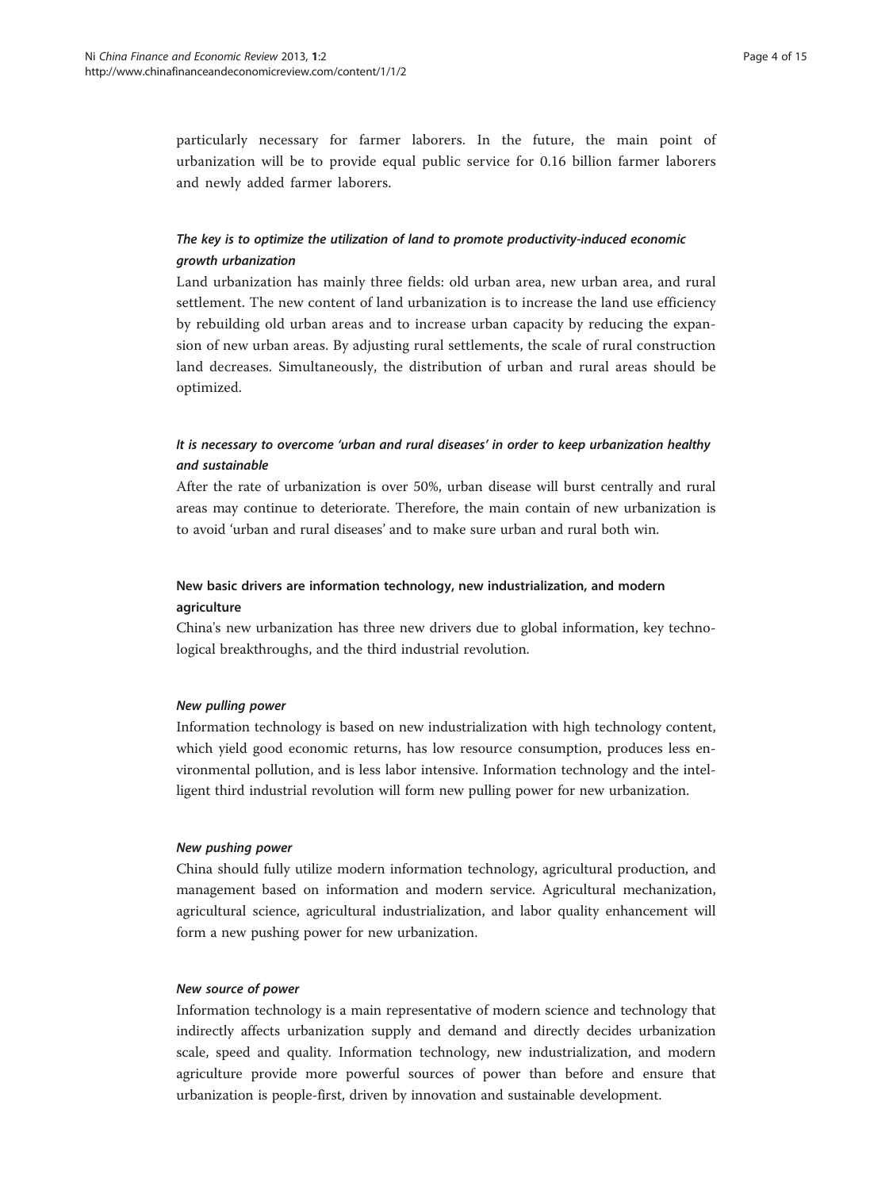particularly necessary for farmer laborers. In the future, the main point of urbanization will be to provide equal public service for 0.16 billion farmer laborers and newly added farmer laborers.

#### *The key is to optimize the utilization of land to promote productivity-induced economic growth urbanization*

Land urbanization has mainly three fields: old urban area, new urban area, and rural settlement. The new content of land urbanization is to increase the land use efficiency by rebuilding old urban areas and to increase urban capacity by reducing the expansion of new urban areas. By adjusting rural settlements, the scale of rural construction land decreases. Simultaneously, the distribution of urban and rural areas should be optimized.

#### *It is necessary to overcome 'urban and rural diseases' in order to keep urbanization healthy and sustainable*

After the rate of urbanization is over 50%, urban disease will burst centrally and rural areas may continue to deteriorate. Therefore, the main contain of new urbanization is to avoid 'urban and rural diseases' and to make sure urban and rural both win.

### New basic drivers are information technology, new industrialization, and modern agriculture

China's new urbanization has three new drivers due to global information, key technological breakthroughs, and the third industrial revolution.

#### *New pulling power*

Information technology is based on new industrialization with high technology content, which yield good economic returns, has low resource consumption, produces less environmental pollution, and is less labor intensive. Information technology and the intelligent third industrial revolution will form new pulling power for new urbanization.

#### *New pushing power*

China should fully utilize modern information technology, agricultural production, and management based on information and modern service. Agricultural mechanization, agricultural science, agricultural industrialization, and labor quality enhancement will form a new pushing power for new urbanization.

#### *New source of power*

Information technology is a main representative of modern science and technology that indirectly affects urbanization supply and demand and directly decides urbanization scale, speed and quality. Information technology, new industrialization, and modern agriculture provide more powerful sources of power than before and ensure that urbanization is people-first, driven by innovation and sustainable development.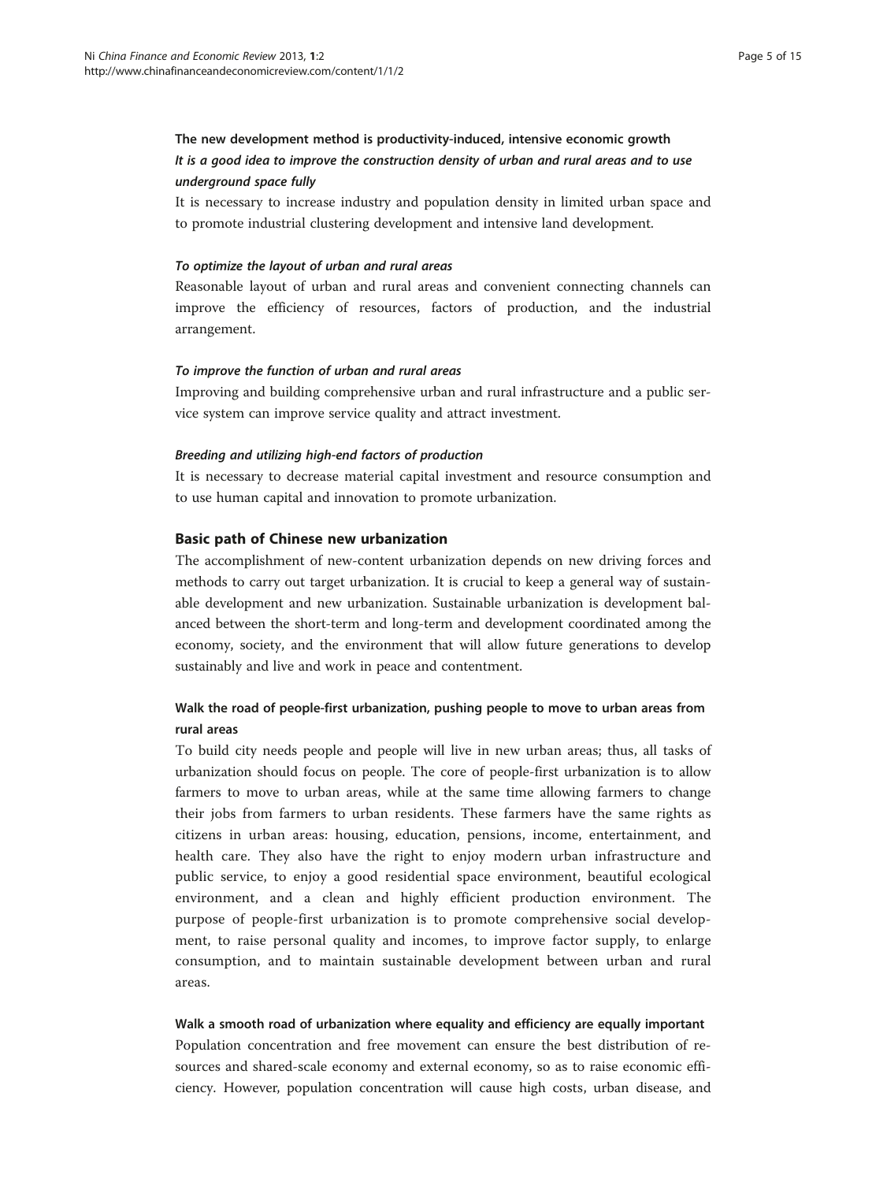### The new development method is productivity-induced, intensive economic growth

#### *It is a good idea to improve the construction density of urban and rural areas and to use underground space fully*

It is necessary to increase industry and population density in limited urban space and to promote industrial clustering development and intensive land development.

#### *To optimize the layout of urban and rural areas*

Reasonable layout of urban and rural areas and convenient connecting channels can improve the efficiency of resources, factors of production, and the industrial arrangement.

#### *To improve the function of urban and rural areas*

Improving and building comprehensive urban and rural infrastructure and a public service system can improve service quality and attract investment.

#### *Breeding and utilizing high-end factors of production*

It is necessary to decrease material capital investment and resource consumption and to use human capital and innovation to promote urbanization.

## Basic path of Chinese new urbanization

The accomplishment of new-content urbanization depends on new driving forces and methods to carry out target urbanization. It is crucial to keep a general way of sustainable development and new urbanization. Sustainable urbanization is development balanced between the short-term and long-term and development coordinated among the economy, society, and the environment that will allow future generations to develop sustainably and live and work in peace and contentment.

### Walk the road of people-first urbanization, pushing people to move to urban areas from rural areas

To build city needs people and people will live in new urban areas; thus, all tasks of urbanization should focus on people. The core of people-first urbanization is to allow farmers to move to urban areas, while at the same time allowing farmers to change their jobs from farmers to urban residents. These farmers have the same rights as citizens in urban areas: housing, education, pensions, income, entertainment, and health care. They also have the right to enjoy modern urban infrastructure and public service, to enjoy a good residential space environment, beautiful ecological environment, and a clean and highly efficient production environment. The purpose of people-first urbanization is to promote comprehensive social development, to raise personal quality and incomes, to improve factor supply, to enlarge consumption, and to maintain sustainable development between urban and rural areas.

### Walk a smooth road of urbanization where equality and efficiency are equally important

Population concentration and free movement can ensure the best distribution of resources and shared-scale economy and external economy, so as to raise economic efficiency. However, population concentration will cause high costs, urban disease, and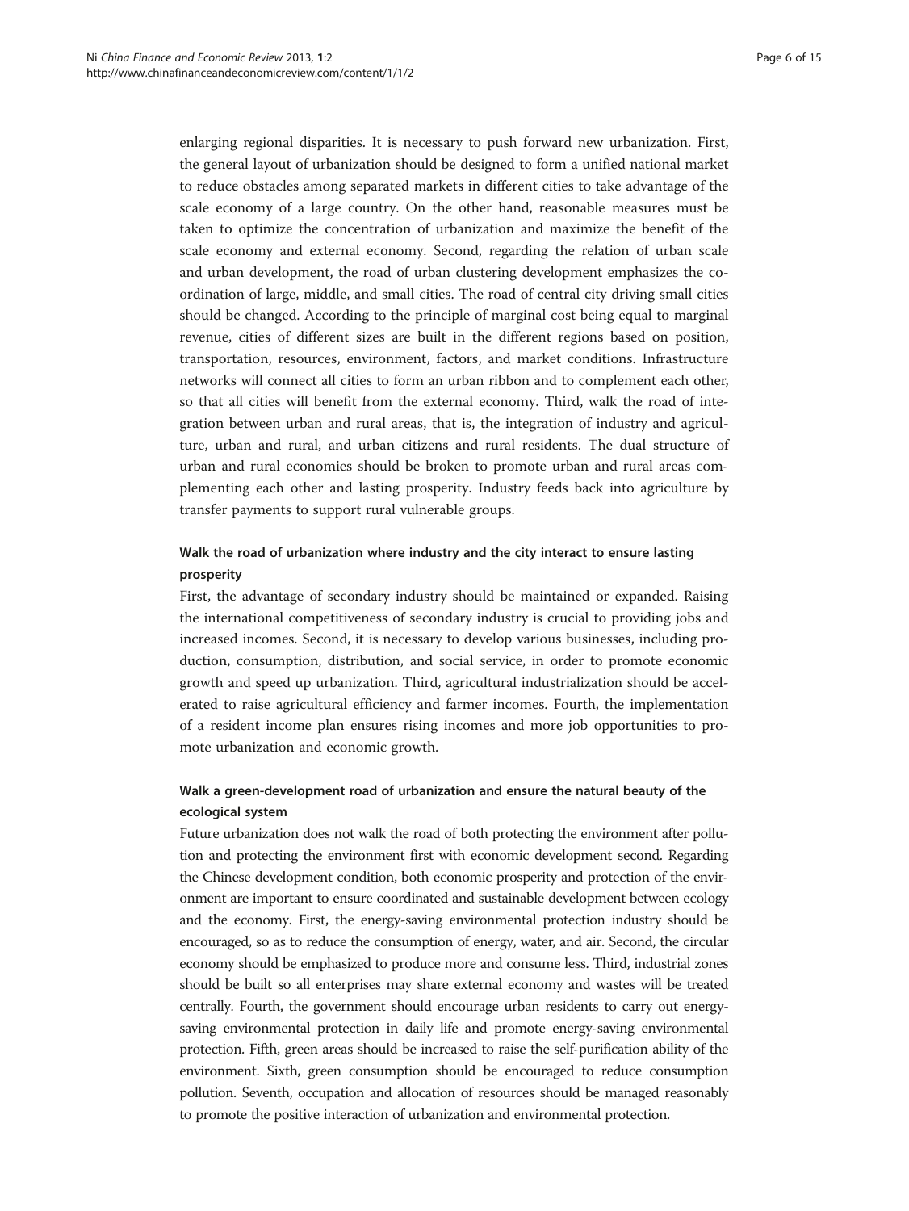enlarging regional disparities. It is necessary to push forward new urbanization. First, the general layout of urbanization should be designed to form a unified national market to reduce obstacles among separated markets in different cities to take advantage of the scale economy of a large country. On the other hand, reasonable measures must be taken to optimize the concentration of urbanization and maximize the benefit of the scale economy and external economy. Second, regarding the relation of urban scale and urban development, the road of urban clustering development emphasizes the coordination of large, middle, and small cities. The road of central city driving small cities should be changed. According to the principle of marginal cost being equal to marginal revenue, cities of different sizes are built in the different regions based on position, transportation, resources, environment, factors, and market conditions. Infrastructure networks will connect all cities to form an urban ribbon and to complement each other, so that all cities will benefit from the external economy. Third, walk the road of integration between urban and rural areas, that is, the integration of industry and agriculture, urban and rural, and urban citizens and rural residents. The dual structure of urban and rural economies should be broken to promote urban and rural areas complementing each other and lasting prosperity. Industry feeds back into agriculture by transfer payments to support rural vulnerable groups.

### Walk the road of urbanization where industry and the city interact to ensure lasting prosperity

First, the advantage of secondary industry should be maintained or expanded. Raising the international competitiveness of secondary industry is crucial to providing jobs and increased incomes. Second, it is necessary to develop various businesses, including production, consumption, distribution, and social service, in order to promote economic growth and speed up urbanization. Third, agricultural industrialization should be accelerated to raise agricultural efficiency and farmer incomes. Fourth, the implementation of a resident income plan ensures rising incomes and more job opportunities to promote urbanization and economic growth.

### Walk a green-development road of urbanization and ensure the natural beauty of the ecological system

Future urbanization does not walk the road of both protecting the environment after pollution and protecting the environment first with economic development second. Regarding the Chinese development condition, both economic prosperity and protection of the environment are important to ensure coordinated and sustainable development between ecology and the economy. First, the energy-saving environmental protection industry should be encouraged, so as to reduce the consumption of energy, water, and air. Second, the circular economy should be emphasized to produce more and consume less. Third, industrial zones should be built so all enterprises may share external economy and wastes will be treated centrally. Fourth, the government should encourage urban residents to carry out energy-saving environmental protection in daily life and promote energy-saving environmental protection. Fifth, green areas should be increased to raise the self-purification ability of the environment. Sixth, green consumption should be encouraged to reduce consumption pollution. Seventh, occupation and allocation of resources should be managed reasonably to promote the positive interaction of urbanization and environmental protection.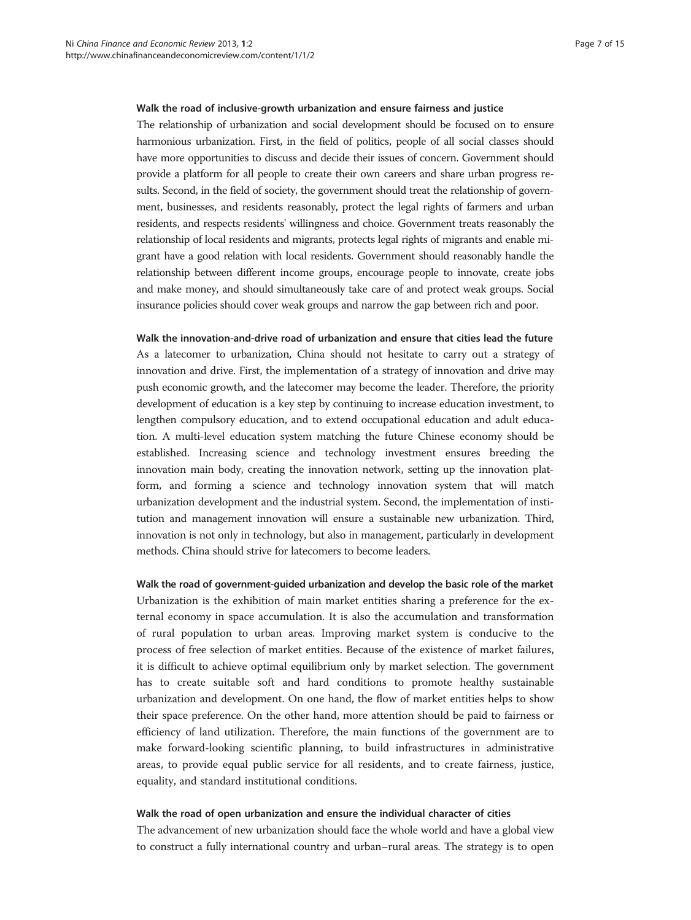#### Walk the road of inclusive-growth urbanization and ensure fairness and justice

The relationship of urbanization and social development should be focused on to ensure harmonious urbanization. First, in the field of politics, people of all social classes should have more opportunities to discuss and decide their issues of concern. Government should provide a platform for all people to create their own careers and share urban progress results. Second, in the field of society, the government should treat the relationship of government, businesses, and residents reasonably, protect the legal rights of farmers and urban residents, and respects residents' willingness and choice. Government treats reasonably the relationship of local residents and migrants, protects legal rights of migrants and enable migrant have a good relation with local residents. Government should reasonably handle the relationship between different income groups, encourage people to innovate, create jobs and make money, and should simultaneously take care of and protect weak groups. Social insurance policies should cover weak groups and narrow the gap between rich and poor.

#### Walk the innovation-and-drive road of urbanization and ensure that cities lead the future

As a latecomer to urbanization, China should not hesitate to carry out a strategy of innovation and drive. First, the implementation of a strategy of innovation and drive may push economic growth, and the latecomer may become the leader. Therefore, the priority development of education is a key step by continuing to increase education investment, to lengthen compulsory education, and to extend occupational education and adult education. A multi-level education system matching the future Chinese economy should be established. Increasing science and technology investment ensures breeding the innovation main body, creating the innovation network, setting up the innovation platform, and forming a science and technology innovation system that will match urbanization development and the industrial system. Second, the implementation of institution and management innovation will ensure a sustainable new urbanization. Third, innovation is not only in technology, but also in management, particularly in development methods. China should strive for latecomers to become leaders.

#### Walk the road of government-guided urbanization and develop the basic role of the market

Urbanization is the exhibition of main market entities sharing a preference for the external economy in space accumulation. It is also the accumulation and transformation of rural population to urban areas. Improving market system is conducive to the process of free selection of market entities. Because of the existence of market failures, it is difficult to achieve optimal equilibrium only by market selection. The government has to create suitable soft and hard conditions to promote healthy sustainable urbanization and development. On one hand, the flow of market entities helps to show their space preference. On the other hand, more attention should be paid to fairness or efficiency of land utilization. Therefore, the main functions of the government are to make forward-looking scientific planning, to build infrastructures in administrative areas, to provide equal public service for all residents, and to create fairness, justice, equality, and standard institutional conditions.

#### Walk the road of open urbanization and ensure the individual character of cities

The advancement of new urbanization should face the whole world and have a global view to construct a fully international country and urban–rural areas. The strategy is to open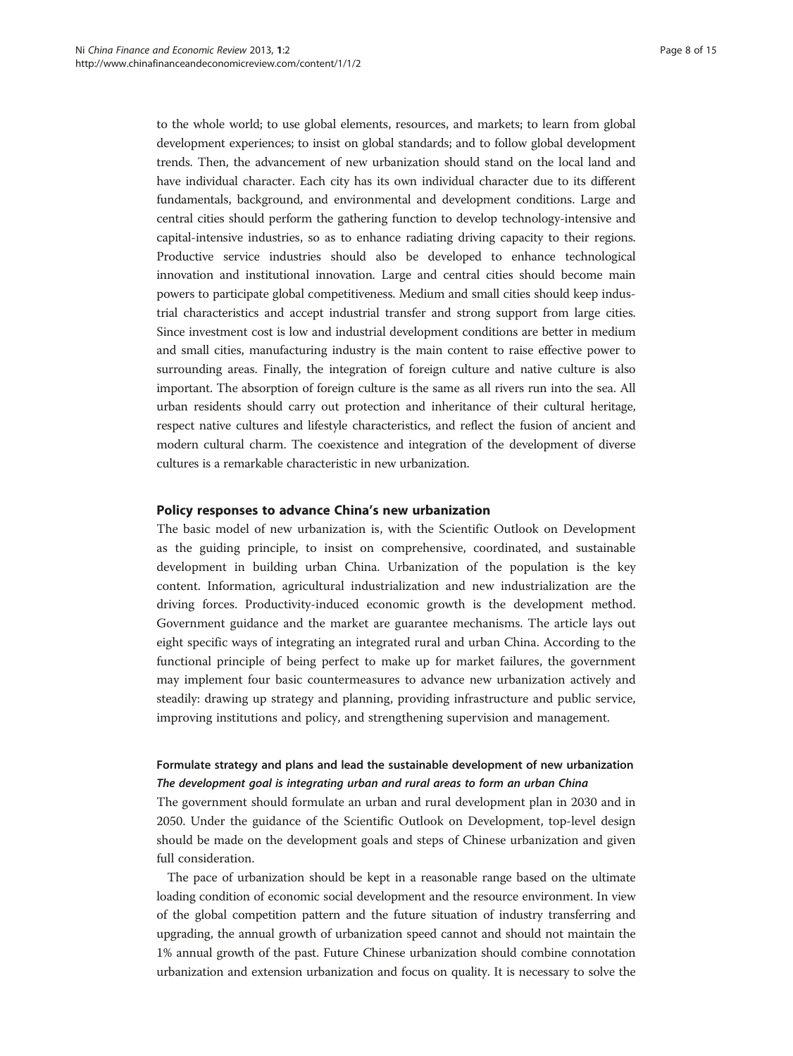to the whole world; to use global elements, resources, and markets; to learn from global development experiences; to insist on global standards; and to follow global development trends. Then, the advancement of new urbanization should stand on the local land and have individual character. Each city has its own individual character due to its different fundamentals, background, and environmental and development conditions. Large and central cities should perform the gathering function to develop technology-intensive and capital-intensive industries, so as to enhance radiating driving capacity to their regions. Productive service industries should also be developed to enhance technological innovation and institutional innovation. Large and central cities should become main powers to participate global competitiveness. Medium and small cities should keep industrial characteristics and accept industrial transfer and strong support from large cities. Since investment cost is low and industrial development conditions are better in medium and small cities, manufacturing industry is the main content to raise effective power to surrounding areas. Finally, the integration of foreign culture and native culture is also important. The absorption of foreign culture is the same as all rivers run into the sea. All urban residents should carry out protection and inheritance of their cultural heritage, respect native cultures and lifestyle characteristics, and reflect the fusion of ancient and modern cultural charm. The coexistence and integration of the development of diverse cultures is a remarkable characteristic in new urbanization.

## Policy responses to advance China's new urbanization

The basic model of new urbanization is, with the Scientific Outlook on Development as the guiding principle, to insist on comprehensive, coordinated, and sustainable development in building urban China. Urbanization of the population is the key content. Information, agricultural industrialization and new industrialization are the driving forces. Productivity-induced economic growth is the development method. Government guidance and the market are guarantee mechanisms. The article lays out eight specific ways of integrating an integrated rural and urban China. According to the functional principle of being perfect to make up for market failures, the government may implement four basic countermeasures to advance new urbanization actively and steadily: drawing up strategy and planning, providing infrastructure and public service, improving institutions and policy, and strengthening supervision and management.

### Formulate strategy and plans and lead the sustainable development of new urbanization

#### *The development goal is integrating urban and rural areas to form an urban China*

The government should formulate an urban and rural development plan in 2030 and in 2050. Under the guidance of the Scientific Outlook on Development, top-level design should be made on the development goals and steps of Chinese urbanization and given full consideration.

The pace of urbanization should be kept in a reasonable range based on the ultimate loading condition of economic social development and the resource environment. In view of the global competition pattern and the future situation of industry transferring and upgrading, the annual growth of urbanization speed cannot and should not maintain the 1% annual growth of the past. Future Chinese urbanization should combine connotation urbanization and extension urbanization and focus on quality. It is necessary to solve the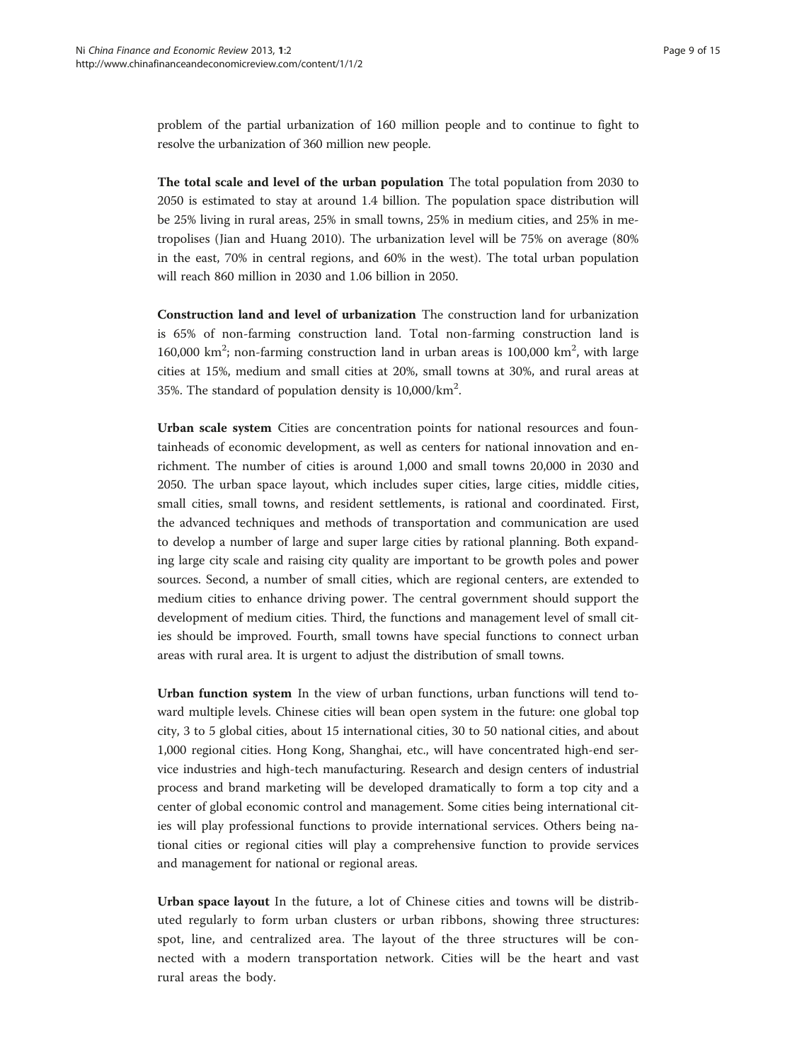problem of the partial urbanization of 160 million people and to continue to fight to resolve the urbanization of 360 million new people.

**The total scale and level of the urban population** The total population from 2030 to 2050 is estimated to stay at around 1.4 billion. The population space distribution will be 25% living in rural areas, 25% in small towns, 25% in medium cities, and 25% in metropolises (Jian and Huang 2010). The urbanization level will be 75% on average (80% in the east, 70% in central regions, and 60% in the west). The total urban population will reach 860 million in 2030 and 1.06 billion in 2050.

**Construction land and level of urbanization** The construction land for urbanization is 65% of non-farming construction land. Total non-farming construction land is 160,000 $km^2$; non-farming construction land in urban areas is 100,000 $km^2$, with large cities at 15%, medium and small cities at 20%, small towns at 30%, and rural areas at 35%. The standard of population density is 10,000/$km^2$.

**Urban scale system** Cities are concentration points for national resources and fountainheads of economic development, as well as centers for national innovation and enrichment. The number of cities is around 1,000 and small towns 20,000 in 2030 and 2050. The urban space layout, which includes super cities, large cities, middle cities, small cities, small towns, and resident settlements, is rational and coordinated. First, the advanced techniques and methods of transportation and communication are used to develop a number of large and super large cities by rational planning. Both expanding large city scale and raising city quality are important to be growth poles and power sources. Second, a number of small cities, which are regional centers, are extended to medium cities to enhance driving power. The central government should support the development of medium cities. Third, the functions and management level of small cities should be improved. Fourth, small towns have special functions to connect urban areas with rural area. It is urgent to adjust the distribution of small towns.

**Urban function system** In the view of urban functions, urban functions will tend toward multiple levels. Chinese cities will bean open system in the future: one global top city, 3 to 5 global cities, about 15 international cities, 30 to 50 national cities, and about 1,000 regional cities. Hong Kong, Shanghai, etc., will have concentrated high-end service industries and high-tech manufacturing. Research and design centers of industrial process and brand marketing will be developed dramatically to form a top city and a center of global economic control and management. Some cities being international cities will play professional functions to provide international services. Others being national cities or regional cities will play a comprehensive function to provide services and management for national or regional areas.

**Urban space layout** In the future, a lot of Chinese cities and towns will be distributed regularly to form urban clusters or urban ribbons, showing three structures: spot, line, and centralized area. The layout of the three structures will be connected with a modern transportation network. Cities will be the heart and vast rural areas the body.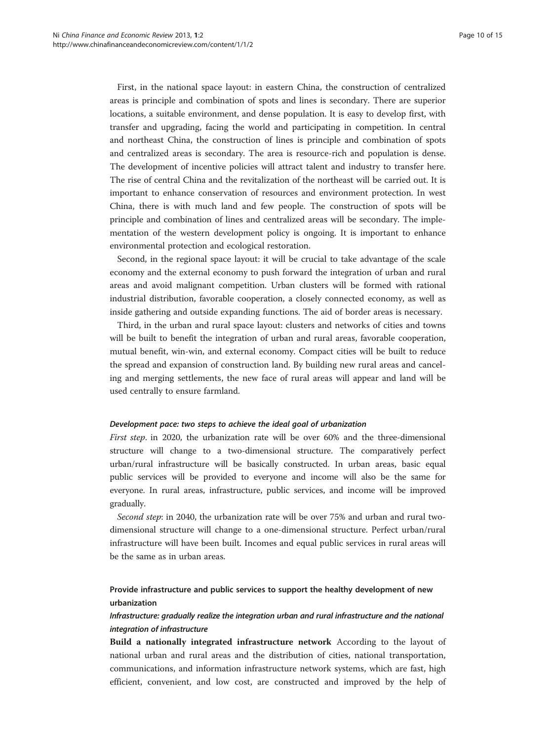First, in the national space layout: in eastern China, the construction of centralized areas is principle and combination of spots and lines is secondary. There are superior locations, a suitable environment, and dense population. It is easy to develop first, with transfer and upgrading, facing the world and participating in competition. In central and northeast China, the construction of lines is principle and combination of spots and centralized areas is secondary. The area is resource-rich and population is dense. The development of incentive policies will attract talent and industry to transfer here. The rise of central China and the revitalization of the northeast will be carried out. It is important to enhance conservation of resources and environment protection. In west China, there is with much land and few people. The construction of spots will be principle and combination of lines and centralized areas will be secondary. The implementation of the western development policy is ongoing. It is important to enhance environmental protection and ecological restoration.

Second, in the regional space layout: it will be crucial to take advantage of the scale economy and the external economy to push forward the integration of urban and rural areas and avoid malignant competition. Urban clusters will be formed with rational industrial distribution, favorable cooperation, a closely connected economy, as well as inside gathering and outside expanding functions. The aid of border areas is necessary.

Third, in the urban and rural space layout: clusters and networks of cities and towns will be built to benefit the integration of urban and rural areas, favorable cooperation, mutual benefit, win-win, and external economy. Compact cities will be built to reduce the spread and expansion of construction land. By building new rural areas and canceling and merging settlements, the new face of rural areas will appear and land will be used centrally to ensure farmland.

#### *Development pace: two steps to achieve the ideal goal of urbanization*

*First step*. in 2020, the urbanization rate will be over 60% and the three-dimensional structure will change to a two-dimensional structure. The comparatively perfect urban/rural infrastructure will be basically constructed. In urban areas, basic equal public services will be provided to everyone and income will also be the same for everyone. In rural areas, infrastructure, public services, and income will be improved gradually.

*Second step*: in 2040, the urbanization rate will be over 75% and urban and rural two-dimensional structure will change to a one-dimensional structure. Perfect urban/rural infrastructure will have been built. Incomes and equal public services in rural areas will be the same as in urban areas.

### Provide infrastructure and public services to support the healthy development of new urbanization

#### *Infrastructure: gradually realize the integration urban and rural infrastructure and the national integration of infrastructure*

**Build a nationally integrated infrastructure network** According to the layout of national urban and rural areas and the distribution of cities, national transportation, communications, and information infrastructure network systems, which are fast, high efficient, convenient, and low cost, are constructed and improved by the help of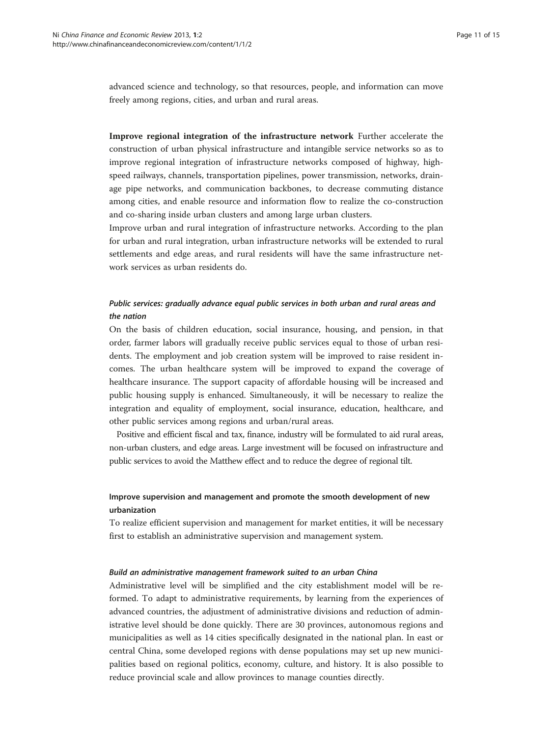advanced science and technology, so that resources, people, and information can move freely among regions, cities, and urban and rural areas.

**Improve regional integration of the infrastructure network** Further accelerate the construction of urban physical infrastructure and intangible service networks so as to improve regional integration of infrastructure networks composed of highway, high-speed railways, channels, transportation pipelines, power transmission, networks, drainage pipe networks, and communication backbones, to decrease commuting distance among cities, and enable resource and information flow to realize the co-construction and co-sharing inside urban clusters and among large urban clusters.

Improve urban and rural integration of infrastructure networks. According to the plan for urban and rural integration, urban infrastructure networks will be extended to rural settlements and edge areas, and rural residents will have the same infrastructure network services as urban residents do.

#### *Public services: gradually advance equal public services in both urban and rural areas and the nation*

On the basis of children education, social insurance, housing, and pension, in that order, farmer labors will gradually receive public services equal to those of urban residents. The employment and job creation system will be improved to raise resident incomes. The urban healthcare system will be improved to expand the coverage of healthcare insurance. The support capacity of affordable housing will be increased and public housing supply is enhanced. Simultaneously, it will be necessary to realize the integration and equality of employment, social insurance, education, healthcare, and other public services among regions and urban/rural areas.

Positive and efficient fiscal and tax, finance, industry will be formulated to aid rural areas, non-urban clusters, and edge areas. Large investment will be focused on infrastructure and public services to avoid the Matthew effect and to reduce the degree of regional tilt.

### Improve supervision and management and promote the smooth development of new urbanization

To realize efficient supervision and management for market entities, it will be necessary first to establish an administrative supervision and management system.

#### *Build an administrative management framework suited to an urban China*

Administrative level will be simplified and the city establishment model will be reformed. To adapt to administrative requirements, by learning from the experiences of advanced countries, the adjustment of administrative divisions and reduction of administrative level should be done quickly. There are 30 provinces, autonomous regions and municipalities as well as 14 cities specifically designated in the national plan. In east or central China, some developed regions with dense populations may set up new municipalities based on regional politics, economy, culture, and history. It is also possible to reduce provincial scale and allow provinces to manage counties directly.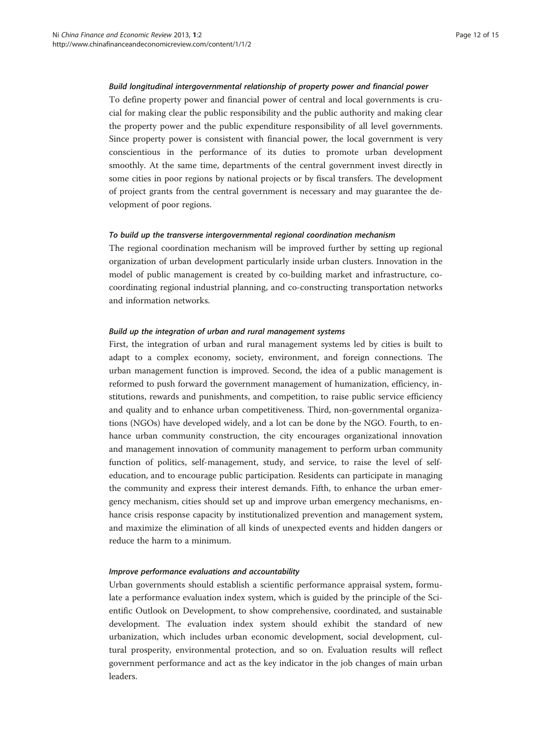#### *Build longitudinal intergovernmental relationship of property power and financial power*

To define property power and financial power of central and local governments is crucial for making clear the public responsibility and the public authority and making clear the property power and the public expenditure responsibility of all level governments. Since property power is consistent with financial power, the local government is very conscientious in the performance of its duties to promote urban development smoothly. At the same time, departments of the central government invest directly in some cities in poor regions by national projects or by fiscal transfers. The development of project grants from the central government is necessary and may guarantee the development of poor regions.

#### *To build up the transverse intergovernmental regional coordination mechanism*

The regional coordination mechanism will be improved further by setting up regional organization of urban development particularly inside urban clusters. Innovation in the model of public management is created by co-building market and infrastructure, co-coordinating regional industrial planning, and co-constructing transportation networks and information networks.

#### *Build up the integration of urban and rural management systems*

First, the integration of urban and rural management systems led by cities is built to adapt to a complex economy, society, environment, and foreign connections. The urban management function is improved. Second, the idea of a public management is reformed to push forward the government management of humanization, efficiency, institutions, rewards and punishments, and competition, to raise public service efficiency and quality and to enhance urban competitiveness. Third, non-governmental organizations (NGOs) have developed widely, and a lot can be done by the NGO. Fourth, to enhance urban community construction, the city encourages organizational innovation and management innovation of community management to perform urban community function of politics, self-management, study, and service, to raise the level of self-education, and to encourage public participation. Residents can participate in managing the community and express their interest demands. Fifth, to enhance the urban emergency mechanism, cities should set up and improve urban emergency mechanisms, enhance crisis response capacity by institutionalized prevention and management system, and maximize the elimination of all kinds of unexpected events and hidden dangers or reduce the harm to a minimum.

#### *Improve performance evaluations and accountability*

Urban governments should establish a scientific performance appraisal system, formulate a performance evaluation index system, which is guided by the principle of the Scientific Outlook on Development, to show comprehensive, coordinated, and sustainable development. The evaluation index system should exhibit the standard of new urbanization, which includes urban economic development, social development, cultural prosperity, environmental protection, and so on. Evaluation results will reflect government performance and act as the key indicator in the job changes of main urban leaders.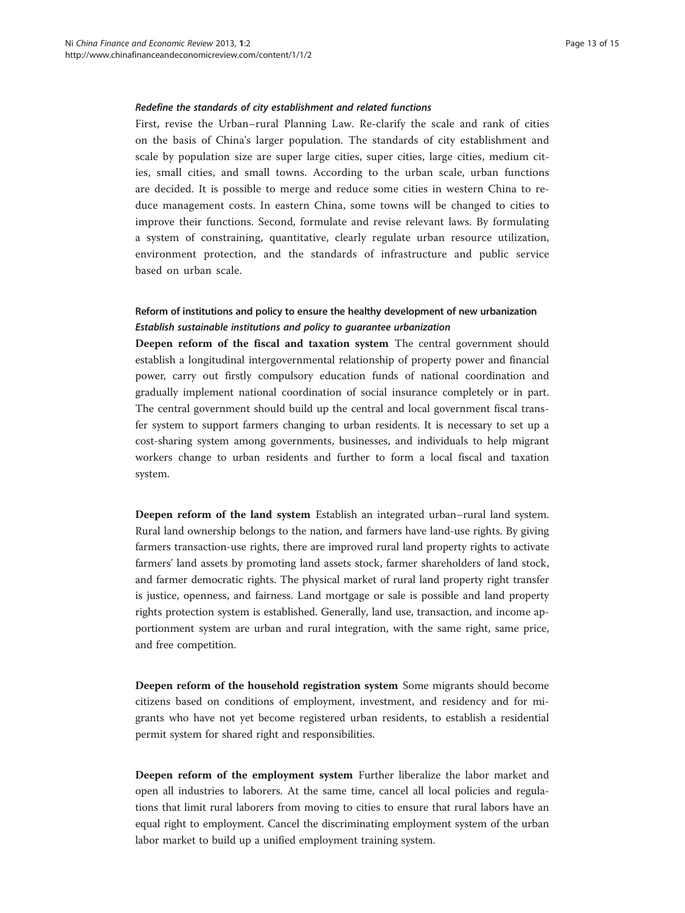#### *Redefine the standards of city establishment and related functions*

First, revise the Urban–rural Planning Law. Re-clarify the scale and rank of cities on the basis of China's larger population. The standards of city establishment and scale by population size are super large cities, super cities, large cities, medium cities, small cities, and small towns. According to the urban scale, urban functions are decided. It is possible to merge and reduce some cities in western China to reduce management costs. In eastern China, some towns will be changed to cities to improve their functions. Second, formulate and revise relevant laws. By formulating a system of constraining, quantitative, clearly regulate urban resource utilization, environment protection, and the standards of infrastructure and public service based on urban scale.

### Reform of institutions and policy to ensure the healthy development of new urbanization

#### *Establish sustainable institutions and policy to guarantee urbanization*

**Deepen reform of the fiscal and taxation system** The central government should establish a longitudinal intergovernmental relationship of property power and financial power, carry out firstly compulsory education funds of national coordination and gradually implement national coordination of social insurance completely or in part. The central government should build up the central and local government fiscal transfer system to support farmers changing to urban residents. It is necessary to set up a cost-sharing system among governments, businesses, and individuals to help migrant workers change to urban residents and further to form a local fiscal and taxation system.

**Deepen reform of the land system** Establish an integrated urban–rural land system. Rural land ownership belongs to the nation, and farmers have land-use rights. By giving farmers transaction-use rights, there are improved rural land property rights to activate farmers' land assets by promoting land assets stock, farmer shareholders of land stock, and farmer democratic rights. The physical market of rural land property right transfer is justice, openness, and fairness. Land mortgage or sale is possible and land property rights protection system is established. Generally, land use, transaction, and income apportionment system are urban and rural integration, with the same right, same price, and free competition.

**Deepen reform of the household registration system** Some migrants should become citizens based on conditions of employment, investment, and residency and for migrants who have not yet become registered urban residents, to establish a residential permit system for shared right and responsibilities.

**Deepen reform of the employment system** Further liberalize the labor market and open all industries to laborers. At the same time, cancel all local policies and regulations that limit rural laborers from moving to cities to ensure that rural labors have an equal right to employment. Cancel the discriminating employment system of the urban labor market to build up a unified employment training system.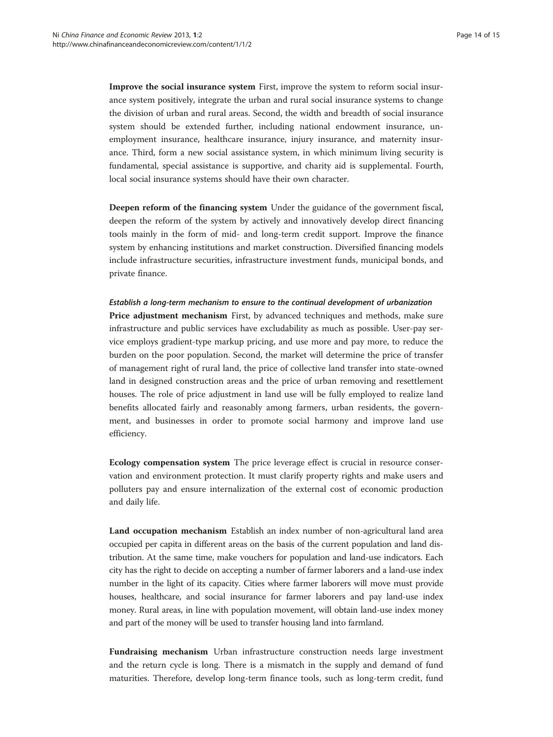**Improve the social insurance system** First, improve the system to reform social insurance system positively, integrate the urban and rural social insurance systems to change the division of urban and rural areas. Second, the width and breadth of social insurance system should be extended further, including national endowment insurance, unemployment insurance, healthcare insurance, injury insurance, and maternity insurance. Third, form a new social assistance system, in which minimum living security is fundamental, special assistance is supportive, and charity aid is supplemental. Fourth, local social insurance systems should have their own character.

**Deepen reform of the financing system** Under the guidance of the government fiscal, deepen the reform of the system by actively and innovatively develop direct financing tools mainly in the form of mid- and long-term credit support. Improve the finance system by enhancing institutions and market construction. Diversified financing models include infrastructure securities, infrastructure investment funds, municipal bonds, and private finance.

#### *Establish a long-term mechanism to ensure to the continual development of urbanization*

**Price adjustment mechanism** First, by advanced techniques and methods, make sure infrastructure and public services have excludability as much as possible. User-pay service employs gradient-type markup pricing, and use more and pay more, to reduce the burden on the poor population. Second, the market will determine the price of transfer of management right of rural land, the price of collective land transfer into state-owned land in designed construction areas and the price of urban removing and resettlement houses. The role of price adjustment in land use will be fully employed to realize land benefits allocated fairly and reasonably among farmers, urban residents, the government, and businesses in order to promote social harmony and improve land use efficiency.

**Ecology compensation system** The price leverage effect is crucial in resource conservation and environment protection. It must clarify property rights and make users and polluters pay and ensure internalization of the external cost of economic production and daily life.

**Land occupation mechanism** Establish an index number of non-agricultural land area occupied per capita in different areas on the basis of the current population and land distribution. At the same time, make vouchers for population and land-use indicators. Each city has the right to decide on accepting a number of farmer laborers and a land-use index number in the light of its capacity. Cities where farmer laborers will move must provide houses, healthcare, and social insurance for farmer laborers and pay land-use index money. Rural areas, in line with population movement, will obtain land-use index money and part of the money will be used to transfer housing land into farmland.

**Fundraising mechanism** Urban infrastructure construction needs large investment and the return cycle is long. There is a mismatch in the supply and demand of fund maturities. Therefore, develop long-term finance tools, such as long-term credit, fund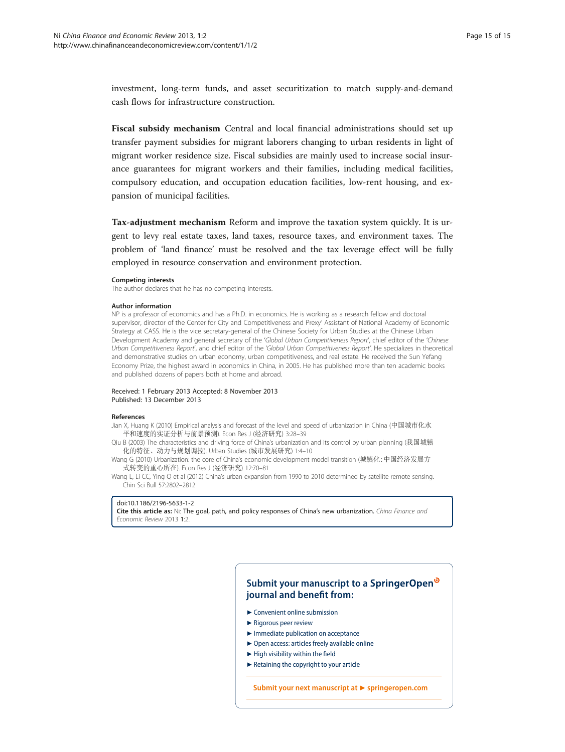investment, long-term funds, and asset securitization to match supply-and-demand cash flows for infrastructure construction.

**Fiscal subsidy mechanism** Central and local financial administrations should set up transfer payment subsidies for migrant laborers changing to urban residents in light of migrant worker residence size. Fiscal subsidies are mainly used to increase social insurance guarantees for migrant workers and their families, including medical facilities, compulsory education, and occupation education facilities, low-rent housing, and expansion of municipal facilities.

**Tax-adjustment mechanism** Reform and improve the taxation system quickly. It is urgent to levy real estate taxes, land taxes, resource taxes, and environment taxes. The problem of 'land finance' must be resolved and the tax leverage effect will be fully employed in resource conservation and environment protection.

#### Competing interests

The author declares that he has no competing interests.

#### Author information

NP is a professor of economics and has a Ph.D. in economics. He is working as a research fellow and doctoral supervisor, director of the Center for City and Competitiveness and Prexy' Assistant of National Academy of Economic Strategy at CASS. He is the vice secretary-general of the Chinese Society for Urban Studies at the Chinese Urban Development Academy and general secretary of the '*Global Urban Competitiveness Report*', chief editor of the '*Chinese Urban Competitiveness Report*', and chief editor of the '*Global Urban Competitiveness Report*'. He specializes in theoretical and demonstrative studies on urban economy, urban competitiveness, and real estate. He received the Sun Yefang Economy Prize, the highest award in economics in China, in 2005. He has published more than ten academic books and published dozens of papers both at home and abroad.

Received: 1 February 2013 Accepted: 8 November 2013
Published: 13 December 2013

#### References

Jian X, Huang K (2010) Empirical analysis and forecast of the level and speed of urbanization in China (中国城市化水平和速度的实证分析与前景预测). Econ Res J (经济研究) 3:28–39

Qiu B (2003) The characteristics and driving force of China's urbanization and its control by urban planning (我国城镇化的特征、动力与规划调控). Urban Studies (城市发展研究) 1:4–10

Wang G (2010) Urbanization: the core of China's economic development model transition (城镇化：中国经济发展方式转变的重心所在). Econ Res J (经济研究) 12:70–81

Wang L, Li CC, Ying Q et al (2012) China's urban expansion from 1990 to 2010 determined by satellite remote sensing. Chin Sci Bull 57:2802–2812

doi:10.1186/2196-5633-1-2
**Cite this article as:** Ni: The goal, path, and policy responses of China's new urbanization. *China Finance and Economic Review* 2013 **1**:2.

**Submit your manuscript to a SpringerOpen journal and benefit from:**

- ► Convenient online submission
- ► Rigorous peer review
- ► Immediate publication on acceptance
- ► Open access: articles freely available online
- ► High visibility within the field
- ► Retaining the copyright to your article

**Submit your next manuscript at ► springeropen.com**